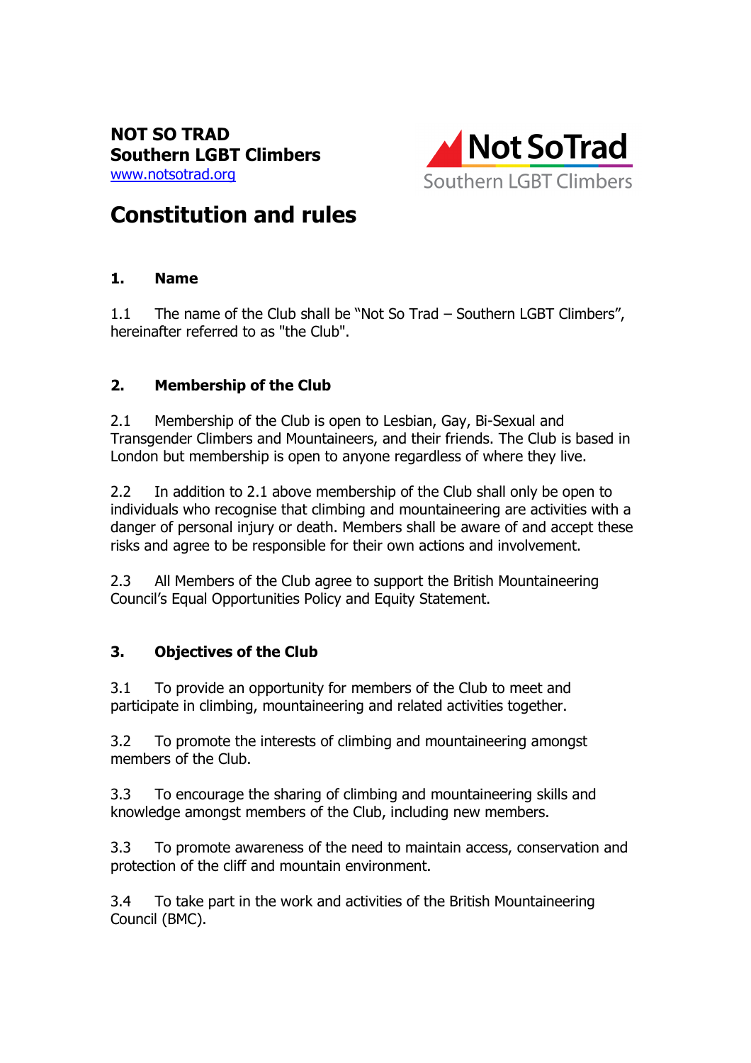**NOT SO TRAD**
**Southern LGBT Climbers**
www.notsotrad.org

Not SoTrad
Southern LGBT Climbers

# Constitution and rules

## 1. Name

1.1 The name of the Club shall be "Not So Trad – Southern LGBT Climbers", hereinafter referred to as "the Club".

## 2. Membership of the Club

2.1 Membership of the Club is open to Lesbian, Gay, Bi-Sexual and Transgender Climbers and Mountaineers, and their friends. The Club is based in London but membership is open to anyone regardless of where they live.

2.2 In addition to 2.1 above membership of the Club shall only be open to individuals who recognise that climbing and mountaineering are activities with a danger of personal injury or death. Members shall be aware of and accept these risks and agree to be responsible for their own actions and involvement.

2.3 All Members of the Club agree to support the British Mountaineering Council's Equal Opportunities Policy and Equity Statement.

## 3. Objectives of the Club

3.1 To provide an opportunity for members of the Club to meet and participate in climbing, mountaineering and related activities together.

3.2 To promote the interests of climbing and mountaineering amongst members of the Club.

3.3 To encourage the sharing of climbing and mountaineering skills and knowledge amongst members of the Club, including new members.

3.3 To promote awareness of the need to maintain access, conservation and protection of the cliff and mountain environment.

3.4 To take part in the work and activities of the British Mountaineering Council (BMC).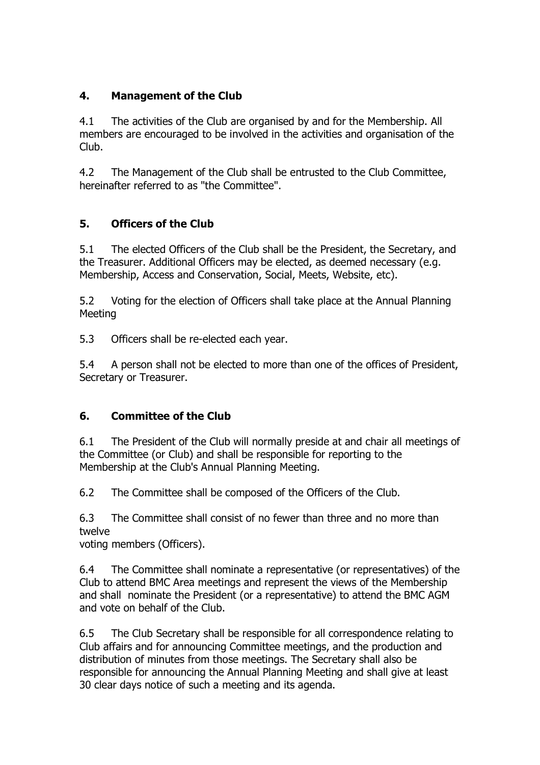## 4. Management of the Club

4.1 The activities of the Club are organised by and for the Membership. All members are encouraged to be involved in the activities and organisation of the Club.

4.2 The Management of the Club shall be entrusted to the Club Committee, hereinafter referred to as "the Committee".

## 5. Officers of the Club

5.1 The elected Officers of the Club shall be the President, the Secretary, and the Treasurer. Additional Officers may be elected, as deemed necessary (e.g. Membership, Access and Conservation, Social, Meets, Website, etc).

5.2 Voting for the election of Officers shall take place at the Annual Planning Meeting

5.3 Officers shall be re-elected each year.

5.4 A person shall not be elected to more than one of the offices of President, Secretary or Treasurer.

## 6. Committee of the Club

6.1 The President of the Club will normally preside at and chair all meetings of the Committee (or Club) and shall be responsible for reporting to the Membership at the Club's Annual Planning Meeting.

6.2 The Committee shall be composed of the Officers of the Club.

6.3 The Committee shall consist of no fewer than three and no more than twelve voting members (Officers).

6.4 The Committee shall nominate a representative (or representatives) of the Club to attend BMC Area meetings and represent the views of the Membership and shall nominate the President (or a representative) to attend the BMC AGM and vote on behalf of the Club.

6.5 The Club Secretary shall be responsible for all correspondence relating to Club affairs and for announcing Committee meetings, and the production and distribution of minutes from those meetings. The Secretary shall also be responsible for announcing the Annual Planning Meeting and shall give at least 30 clear days notice of such a meeting and its agenda.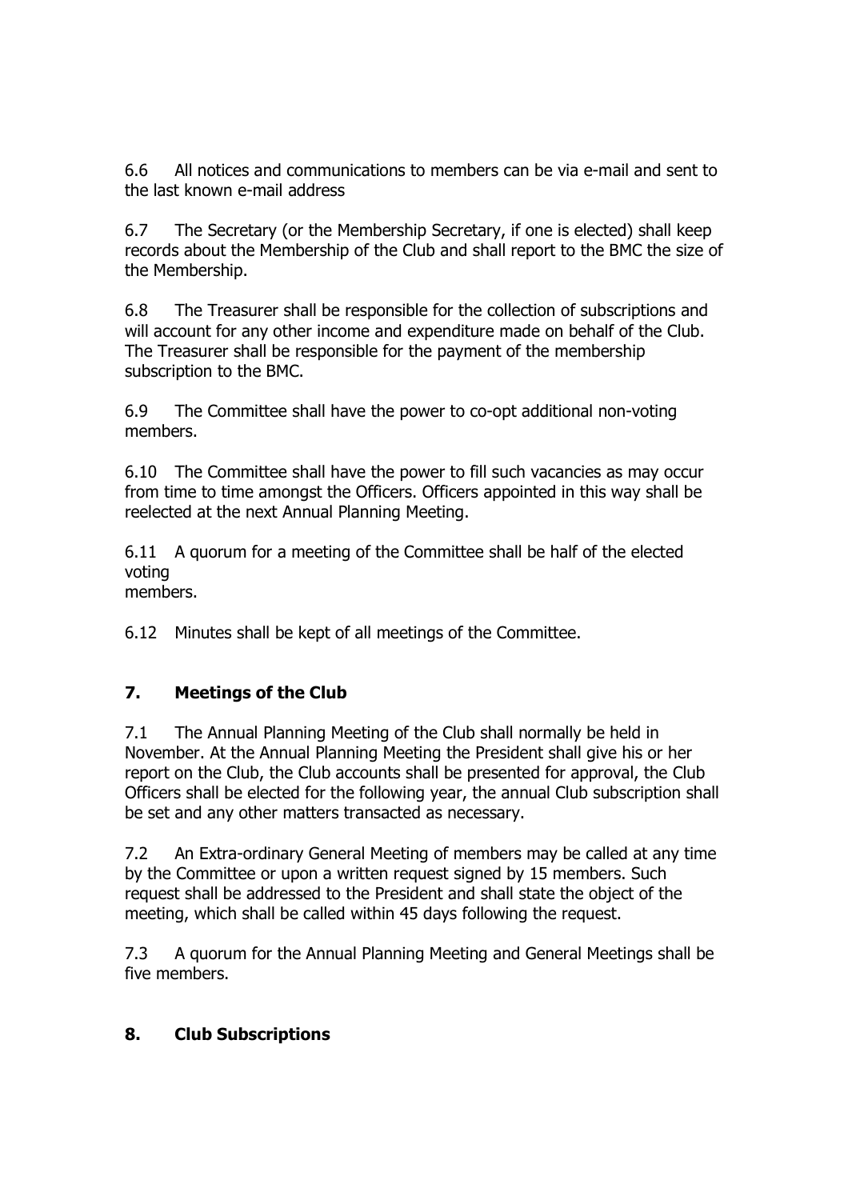6.6 All notices and communications to members can be via e-mail and sent to the last known e-mail address

6.7 The Secretary (or the Membership Secretary, if one is elected) shall keep records about the Membership of the Club and shall report to the BMC the size of the Membership.

6.8 The Treasurer shall be responsible for the collection of subscriptions and will account for any other income and expenditure made on behalf of the Club. The Treasurer shall be responsible for the payment of the membership subscription to the BMC.

6.9 The Committee shall have the power to co-opt additional non-voting members.

6.10 The Committee shall have the power to fill such vacancies as may occur from time to time amongst the Officers. Officers appointed in this way shall be reelected at the next Annual Planning Meeting.

6.11 A quorum for a meeting of the Committee shall be half of the elected voting members.

6.12 Minutes shall be kept of all meetings of the Committee.

## 7. Meetings of the Club

7.1 The Annual Planning Meeting of the Club shall normally be held in November. At the Annual Planning Meeting the President shall give his or her report on the Club, the Club accounts shall be presented for approval, the Club Officers shall be elected for the following year, the annual Club subscription shall be set and any other matters transacted as necessary.

7.2 An Extra-ordinary General Meeting of members may be called at any time by the Committee or upon a written request signed by 15 members. Such request shall be addressed to the President and shall state the object of the meeting, which shall be called within 45 days following the request.

7.3 A quorum for the Annual Planning Meeting and General Meetings shall be five members.

## 8. Club Subscriptions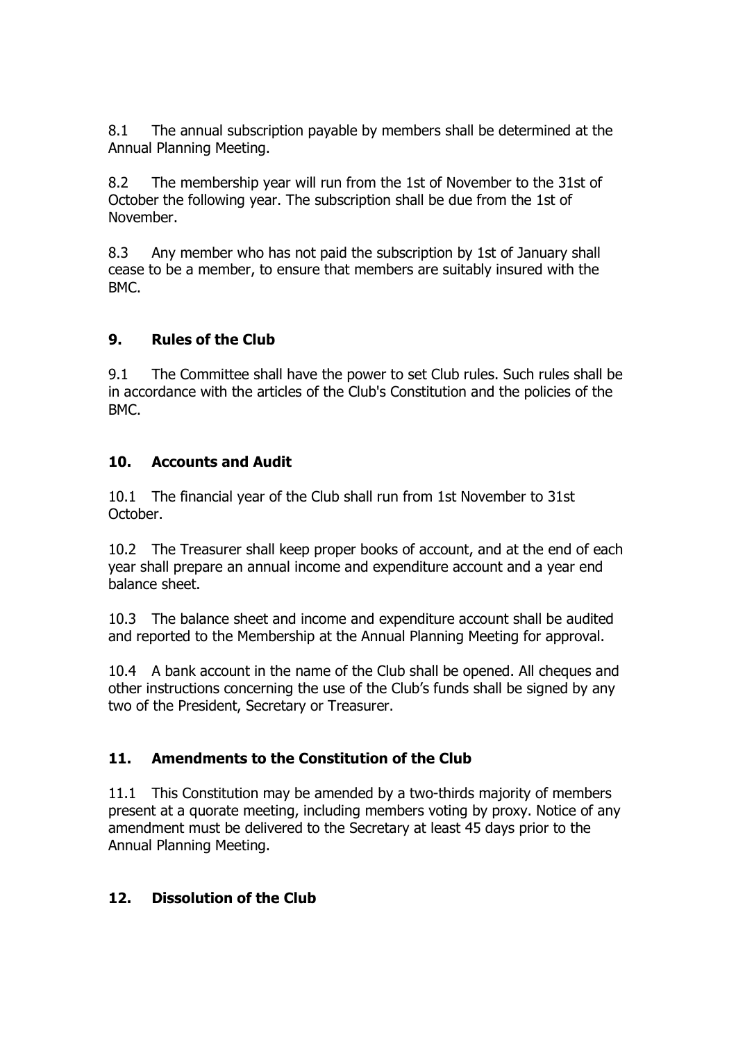8.1 The annual subscription payable by members shall be determined at the Annual Planning Meeting.

8.2 The membership year will run from the 1st of November to the 31st of October the following year. The subscription shall be due from the 1st of November.

8.3 Any member who has not paid the subscription by 1st of January shall cease to be a member, to ensure that members are suitably insured with the BMC.

## 9. Rules of the Club

9.1 The Committee shall have the power to set Club rules. Such rules shall be in accordance with the articles of the Club's Constitution and the policies of the BMC.

## 10. Accounts and Audit

10.1 The financial year of the Club shall run from 1st November to 31st October.

10.2 The Treasurer shall keep proper books of account, and at the end of each year shall prepare an annual income and expenditure account and a year end balance sheet.

10.3 The balance sheet and income and expenditure account shall be audited and reported to the Membership at the Annual Planning Meeting for approval.

10.4 A bank account in the name of the Club shall be opened. All cheques and other instructions concerning the use of the Club's funds shall be signed by any two of the President, Secretary or Treasurer.

## 11. Amendments to the Constitution of the Club

11.1 This Constitution may be amended by a two-thirds majority of members present at a quorate meeting, including members voting by proxy. Notice of any amendment must be delivered to the Secretary at least 45 days prior to the Annual Planning Meeting.

## 12. Dissolution of the Club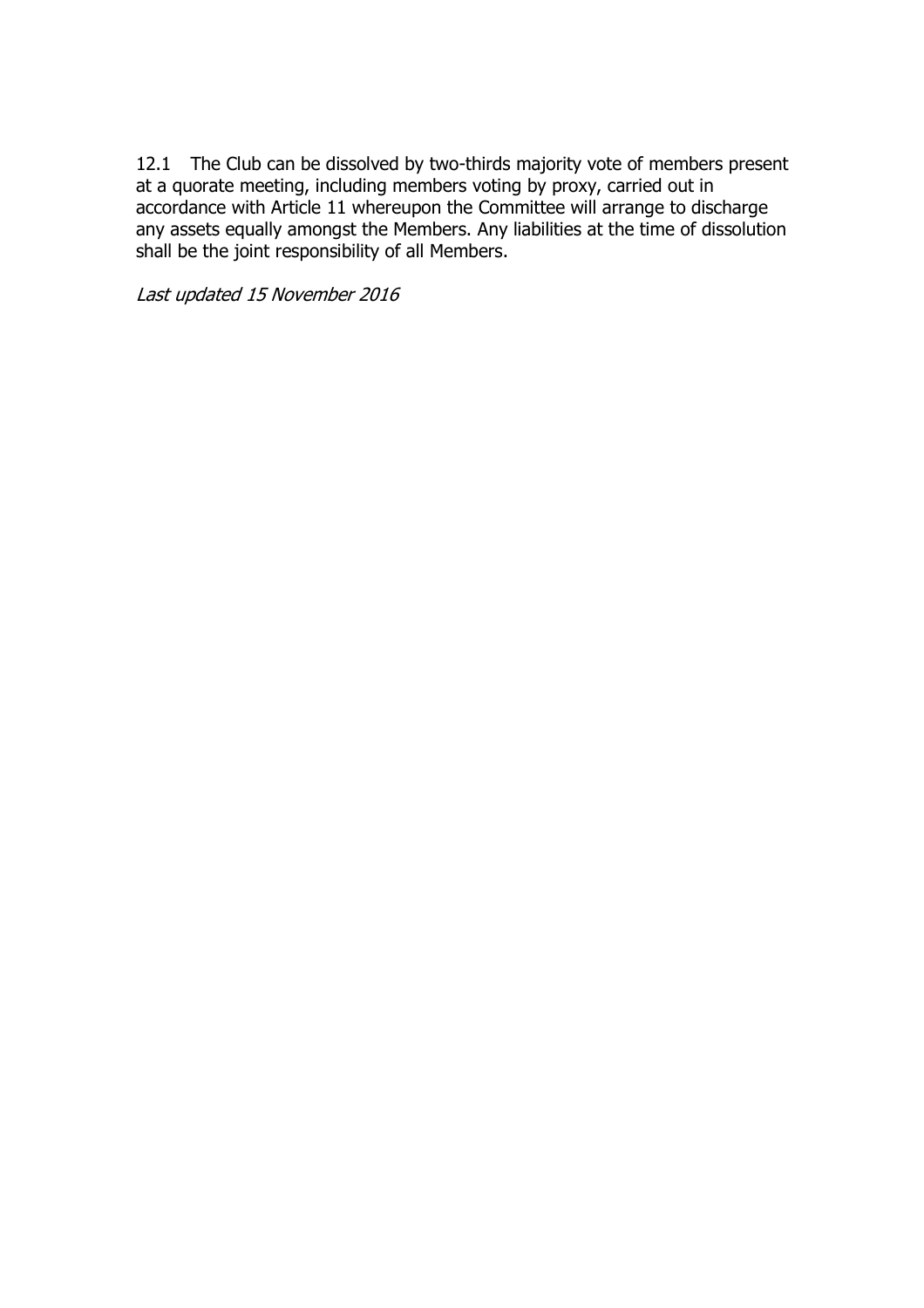12.1 The Club can be dissolved by two-thirds majority vote of members present at a quorate meeting, including members voting by proxy, carried out in accordance with Article 11 whereupon the Committee will arrange to discharge any assets equally amongst the Members. Any liabilities at the time of dissolution shall be the joint responsibility of all Members.

*Last updated 15 November 2016*